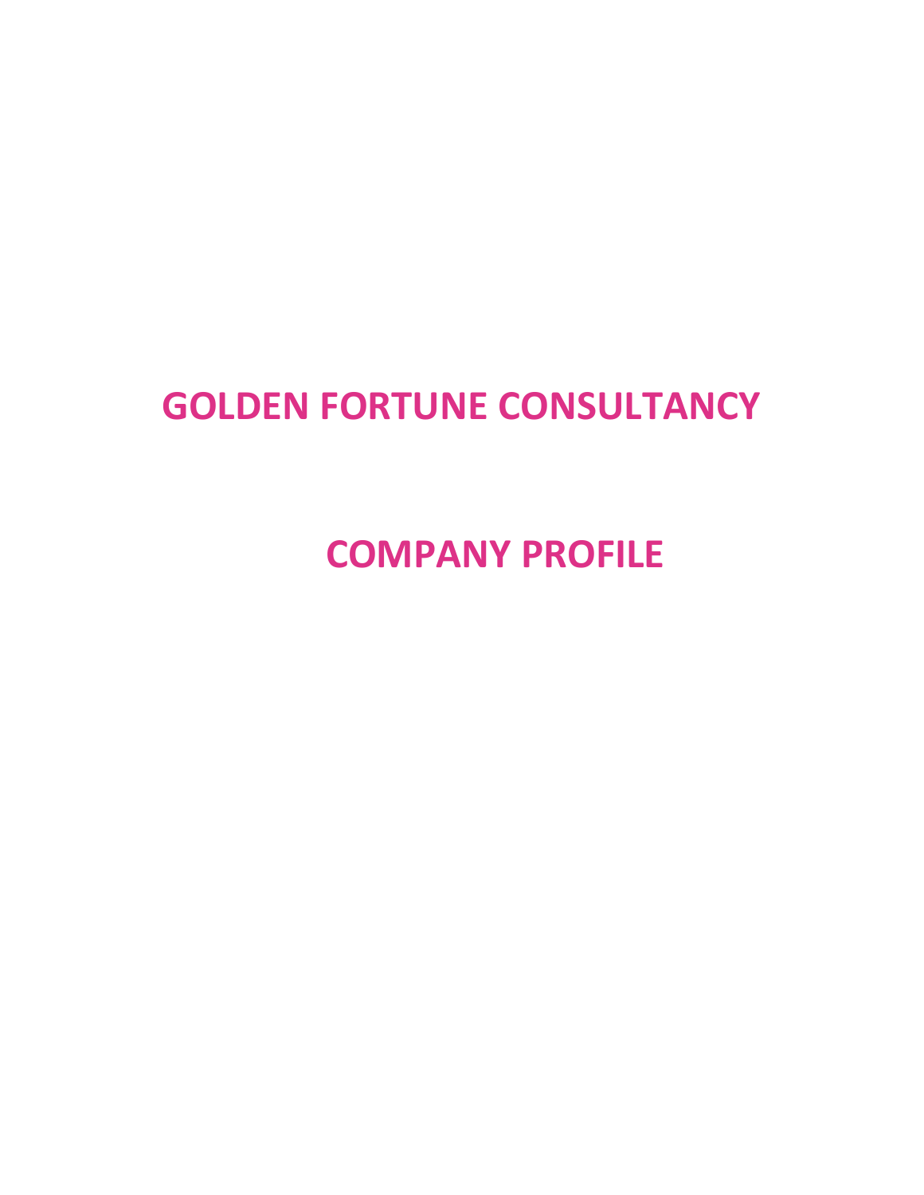# GOLDEN FORTUNE CONSULTANCY

## COMPANY PROFILE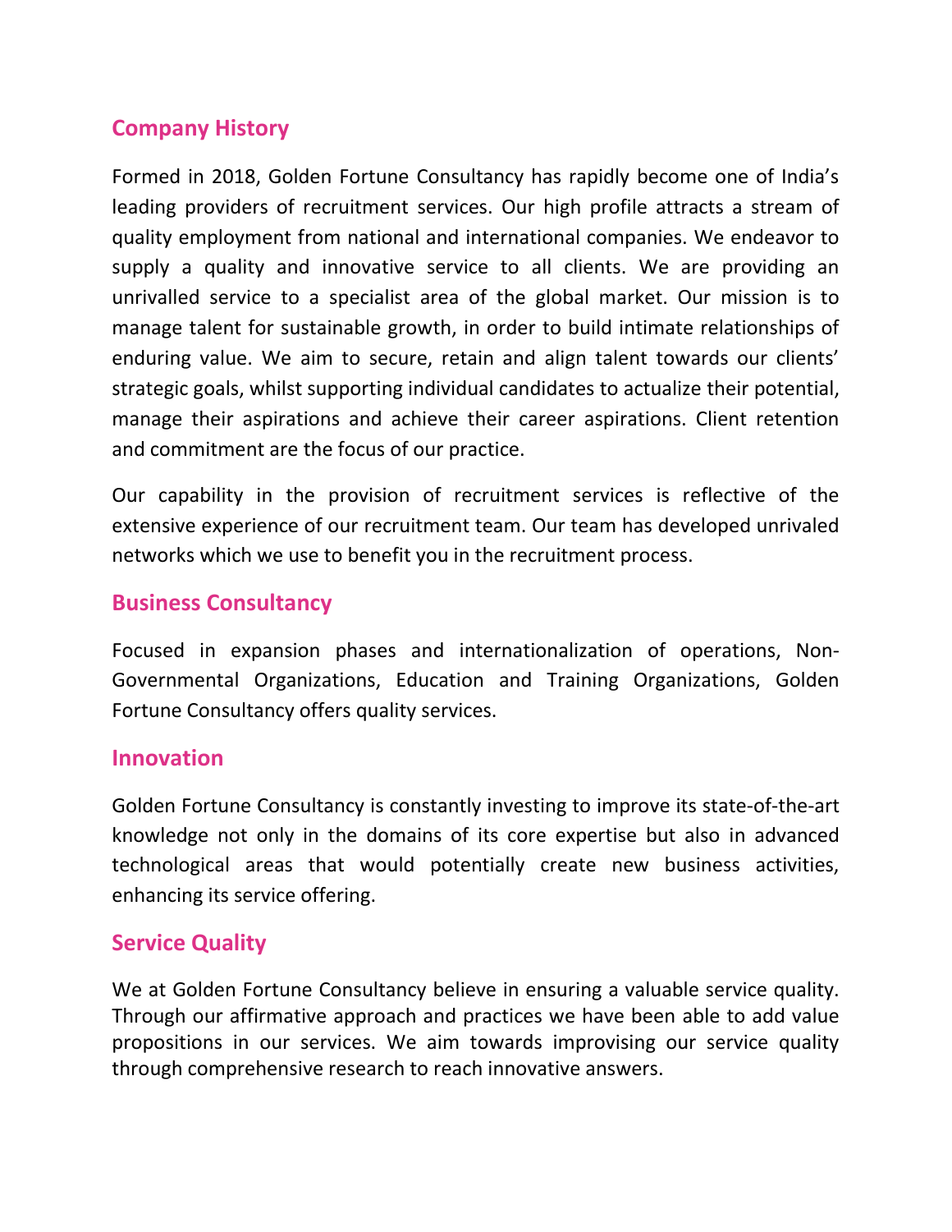## Company History

Formed in 2018, Golden Fortune Consultancy has rapidly become one of India's leading providers of recruitment services. Our high profile attracts a stream of quality employment from national and international companies. We endeavor to supply a quality and innovative service to all clients. We are providing an unrivalled service to a specialist area of the global market. Our mission is to manage talent for sustainable growth, in order to build intimate relationships of enduring value. We aim to secure, retain and align talent towards our clients' strategic goals, whilst supporting individual candidates to actualize their potential, manage their aspirations and achieve their career aspirations. Client retention and commitment are the focus of our practice.

Our capability in the provision of recruitment services is reflective of the extensive experience of our recruitment team. Our team has developed unrivaled networks which we use to benefit you in the recruitment process.

## Business Consultancy

Focused in expansion phases and internationalization of operations, Non-Governmental Organizations, Education and Training Organizations, Golden Fortune Consultancy offers quality services.

## Innovation

Golden Fortune Consultancy is constantly investing to improve its state-of-the-art knowledge not only in the domains of its core expertise but also in advanced technological areas that would potentially create new business activities, enhancing its service offering.

## Service Quality

We at Golden Fortune Consultancy believe in ensuring a valuable service quality. Through our affirmative approach and practices we have been able to add value propositions in our services. We aim towards improvising our service quality through comprehensive research to reach innovative answers.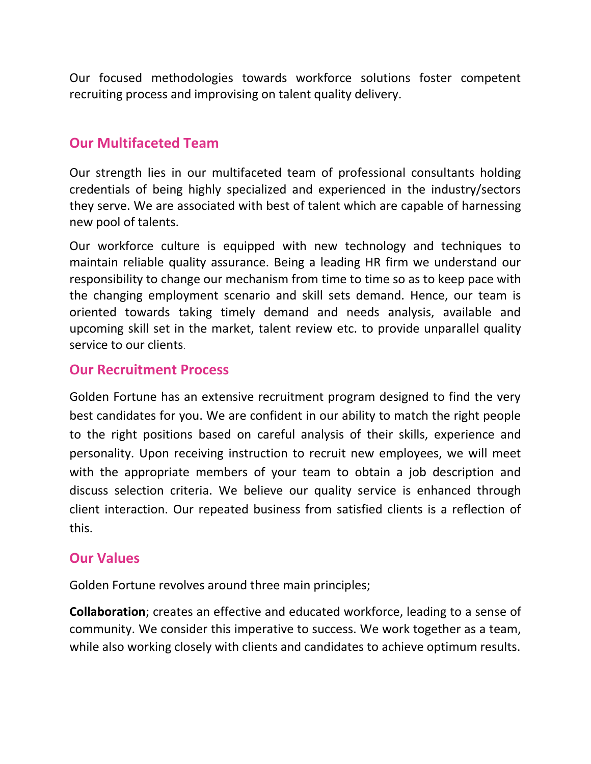Our focused methodologies towards workforce solutions foster competent recruiting process and improvising on talent quality delivery.

## Our Multifaceted Team

Our strength lies in our multifaceted team of professional consultants holding credentials of being highly specialized and experienced in the industry/sectors they serve. We are associated with best of talent which are capable of harnessing new pool of talents.

Our workforce culture is equipped with new technology and techniques to maintain reliable quality assurance. Being a leading HR firm we understand our responsibility to change our mechanism from time to time so as to keep pace with the changing employment scenario and skill sets demand. Hence, our team is oriented towards taking timely demand and needs analysis, available and upcoming skill set in the market, talent review etc. to provide unparallel quality service to our clients.

## Our Recruitment Process

Golden Fortune has an extensive recruitment program designed to find the very best candidates for you. We are confident in our ability to match the right people to the right positions based on careful analysis of their skills, experience and personality. Upon receiving instruction to recruit new employees, we will meet with the appropriate members of your team to obtain a job description and discuss selection criteria. We believe our quality service is enhanced through client interaction. Our repeated business from satisfied clients is a reflection of this.

## Our Values

Golden Fortune revolves around three main principles;

**Collaboration**; creates an effective and educated workforce, leading to a sense of community. We consider this imperative to success. We work together as a team, while also working closely with clients and candidates to achieve optimum results.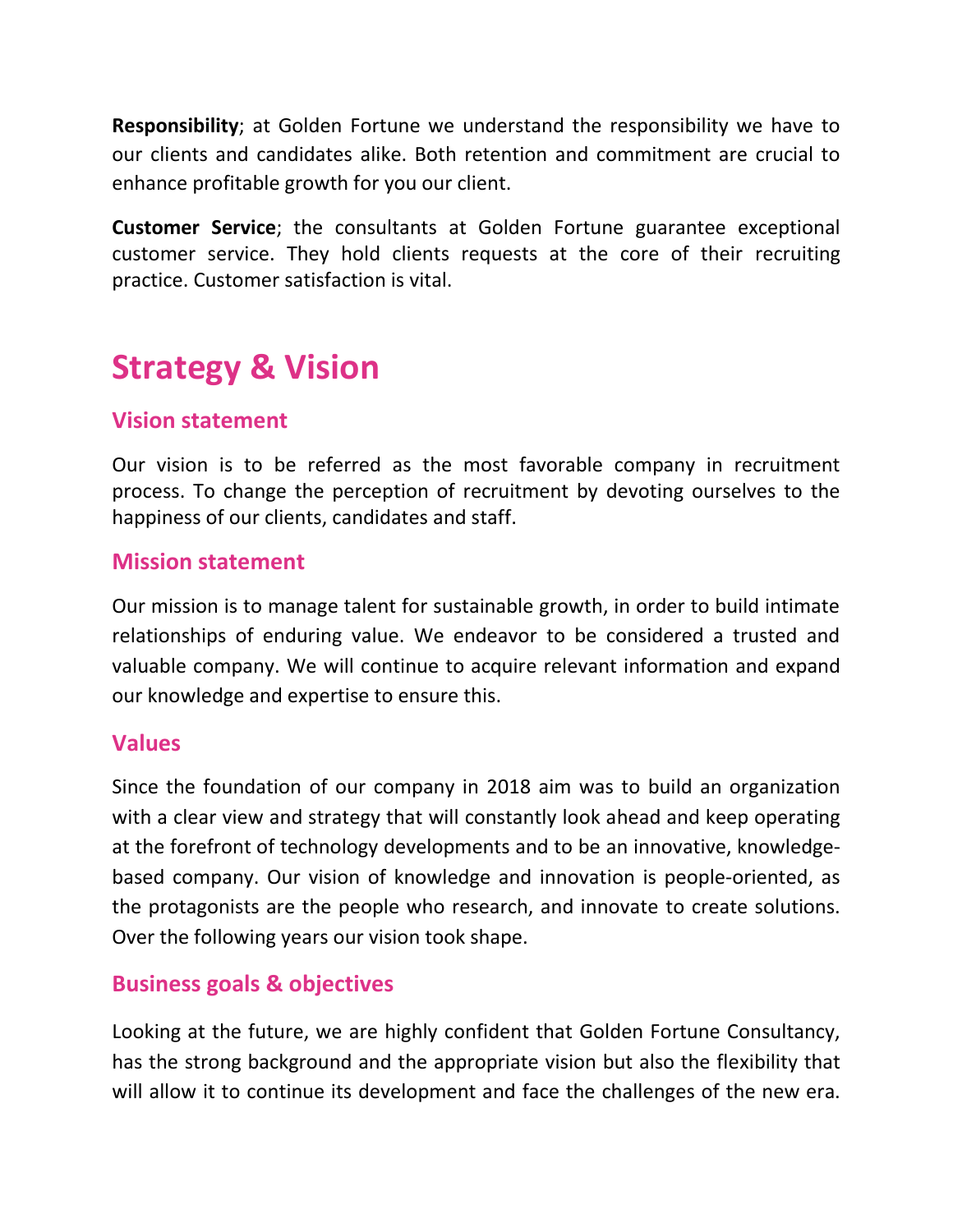**Responsibility**; at Golden Fortune we understand the responsibility we have to our clients and candidates alike. Both retention and commitment are crucial to enhance profitable growth for you our client.

**Customer Service**; the consultants at Golden Fortune guarantee exceptional customer service. They hold clients requests at the core of their recruiting practice. Customer satisfaction is vital.

# Strategy & Vision

## Vision statement

Our vision is to be referred as the most favorable company in recruitment process. To change the perception of recruitment by devoting ourselves to the happiness of our clients, candidates and staff.

## Mission statement

Our mission is to manage talent for sustainable growth, in order to build intimate relationships of enduring value. We endeavor to be considered a trusted and valuable company. We will continue to acquire relevant information and expand our knowledge and expertise to ensure this.

## Values

Since the foundation of our company in 2018 aim was to build an organization with a clear view and strategy that will constantly look ahead and keep operating at the forefront of technology developments and to be an innovative, knowledge-based company. Our vision of knowledge and innovation is people-oriented, as the protagonists are the people who research, and innovate to create solutions. Over the following years our vision took shape.

## Business goals & objectives

Looking at the future, we are highly confident that Golden Fortune Consultancy, has the strong background and the appropriate vision but also the flexibility that will allow it to continue its development and face the challenges of the new era.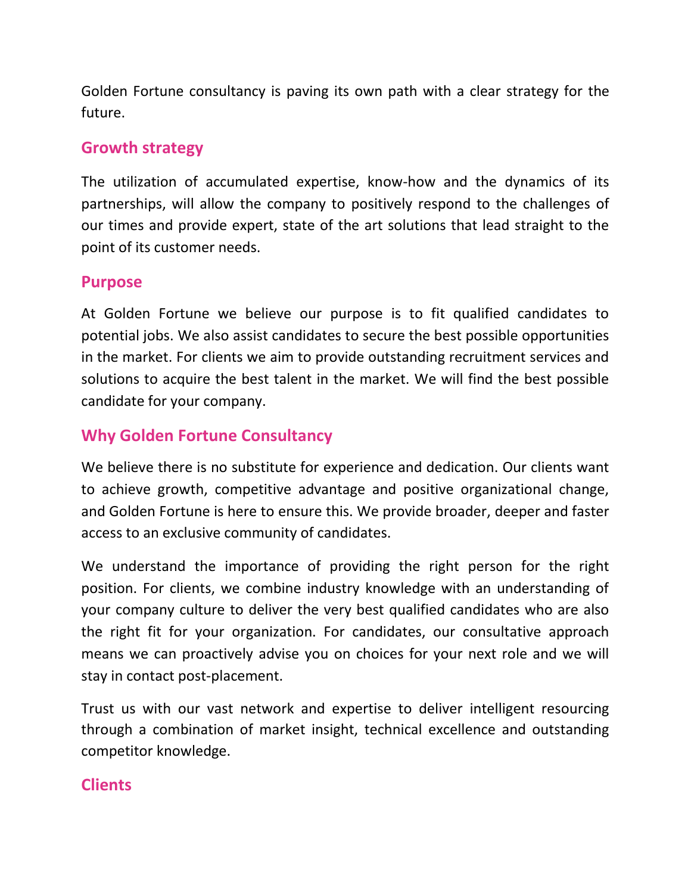Golden Fortune consultancy is paving its own path with a clear strategy for the future.

## Growth strategy

The utilization of accumulated expertise, know-how and the dynamics of its partnerships, will allow the company to positively respond to the challenges of our times and provide expert, state of the art solutions that lead straight to the point of its customer needs.

## Purpose

At Golden Fortune we believe our purpose is to fit qualified candidates to potential jobs. We also assist candidates to secure the best possible opportunities in the market. For clients we aim to provide outstanding recruitment services and solutions to acquire the best talent in the market. We will find the best possible candidate for your company.

## Why Golden Fortune Consultancy

We believe there is no substitute for experience and dedication. Our clients want to achieve growth, competitive advantage and positive organizational change, and Golden Fortune is here to ensure this. We provide broader, deeper and faster access to an exclusive community of candidates.

We understand the importance of providing the right person for the right position. For clients, we combine industry knowledge with an understanding of your company culture to deliver the very best qualified candidates who are also the right fit for your organization. For candidates, our consultative approach means we can proactively advise you on choices for your next role and we will stay in contact post-placement.

Trust us with our vast network and expertise to deliver intelligent resourcing through a combination of market insight, technical excellence and outstanding competitor knowledge.

## Clients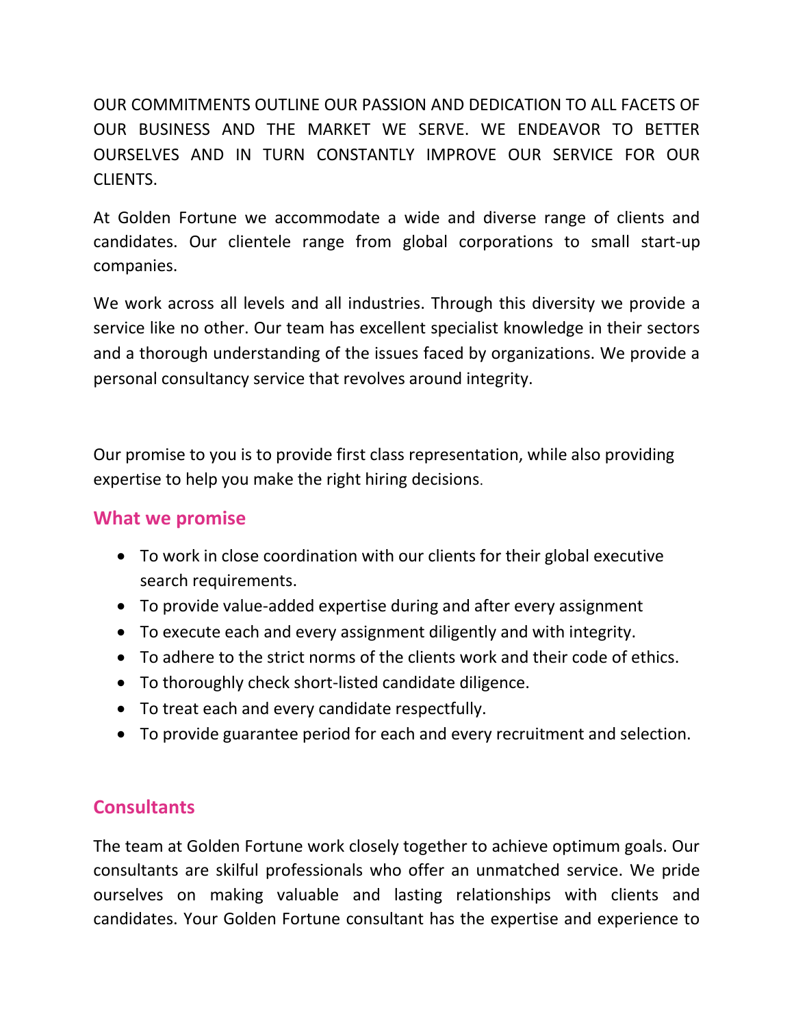OUR COMMITMENTS OUTLINE OUR PASSION AND DEDICATION TO ALL FACETS OF OUR BUSINESS AND THE MARKET WE SERVE. WE ENDEAVOR TO BETTER OURSELVES AND IN TURN CONSTANTLY IMPROVE OUR SERVICE FOR OUR CLIENTS.

At Golden Fortune we accommodate a wide and diverse range of clients and candidates. Our clientele range from global corporations to small start-up companies.

We work across all levels and all industries. Through this diversity we provide a service like no other. Our team has excellent specialist knowledge in their sectors and a thorough understanding of the issues faced by organizations. We provide a personal consultancy service that revolves around integrity.

Our promise to you is to provide first class representation, while also providing expertise to help you make the right hiring decisions.

## What we promise

- To work in close coordination with our clients for their global executive search requirements.
- To provide value-added expertise during and after every assignment
- To execute each and every assignment diligently and with integrity.
- To adhere to the strict norms of the clients work and their code of ethics.
- To thoroughly check short-listed candidate diligence.
- To treat each and every candidate respectfully.
- To provide guarantee period for each and every recruitment and selection.

## Consultants

The team at Golden Fortune work closely together to achieve optimum goals. Our consultants are skilful professionals who offer an unmatched service. We pride ourselves on making valuable and lasting relationships with clients and candidates. Your Golden Fortune consultant has the expertise and experience to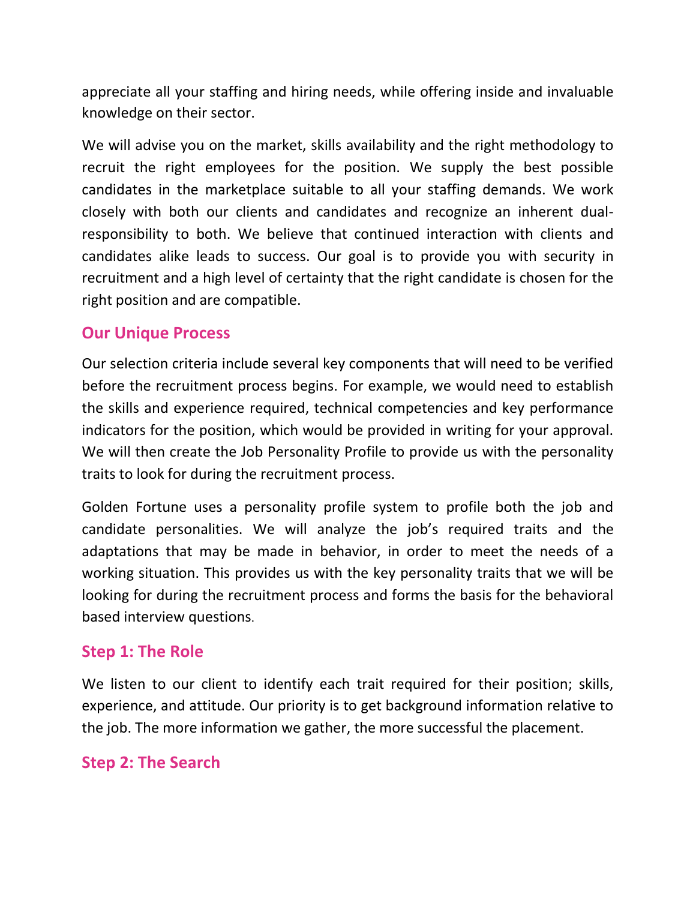appreciate all your staffing and hiring needs, while offering inside and invaluable knowledge on their sector.

We will advise you on the market, skills availability and the right methodology to recruit the right employees for the position. We supply the best possible candidates in the marketplace suitable to all your staffing demands. We work closely with both our clients and candidates and recognize an inherent dual-responsibility to both. We believe that continued interaction with clients and candidates alike leads to success. Our goal is to provide you with security in recruitment and a high level of certainty that the right candidate is chosen for the right position and are compatible.

## Our Unique Process

Our selection criteria include several key components that will need to be verified before the recruitment process begins. For example, we would need to establish the skills and experience required, technical competencies and key performance indicators for the position, which would be provided in writing for your approval. We will then create the Job Personality Profile to provide us with the personality traits to look for during the recruitment process.

Golden Fortune uses a personality profile system to profile both the job and candidate personalities. We will analyze the job's required traits and the adaptations that may be made in behavior, in order to meet the needs of a working situation. This provides us with the key personality traits that we will be looking for during the recruitment process and forms the basis for the behavioral based interview questions.

## Step 1: The Role

We listen to our client to identify each trait required for their position; skills, experience, and attitude. Our priority is to get background information relative to the job. The more information we gather, the more successful the placement.

## Step 2: The Search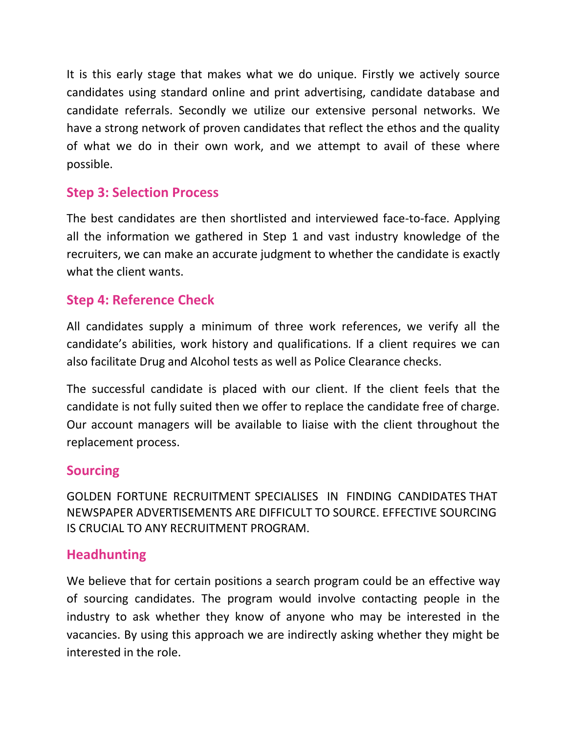It is this early stage that makes what we do unique. Firstly we actively source candidates using standard online and print advertising, candidate database and candidate referrals. Secondly we utilize our extensive personal networks. We have a strong network of proven candidates that reflect the ethos and the quality of what we do in their own work, and we attempt to avail of these where possible.

## Step 3: Selection Process

The best candidates are then shortlisted and interviewed face-to-face. Applying all the information we gathered in Step 1 and vast industry knowledge of the recruiters, we can make an accurate judgment to whether the candidate is exactly what the client wants.

## Step 4: Reference Check

All candidates supply a minimum of three work references, we verify all the candidate's abilities, work history and qualifications. If a client requires we can also facilitate Drug and Alcohol tests as well as Police Clearance checks.

The successful candidate is placed with our client. If the client feels that the candidate is not fully suited then we offer to replace the candidate free of charge. Our account managers will be available to liaise with the client throughout the replacement process.

## Sourcing

GOLDEN FORTUNE RECRUITMENT SPECIALISES IN FINDING CANDIDATES THAT NEWSPAPER ADVERTISEMENTS ARE DIFFICULT TO SOURCE. EFFECTIVE SOURCING IS CRUCIAL TO ANY RECRUITMENT PROGRAM.

## Headhunting

We believe that for certain positions a search program could be an effective way of sourcing candidates. The program would involve contacting people in the industry to ask whether they know of anyone who may be interested in the vacancies. By using this approach we are indirectly asking whether they might be interested in the role.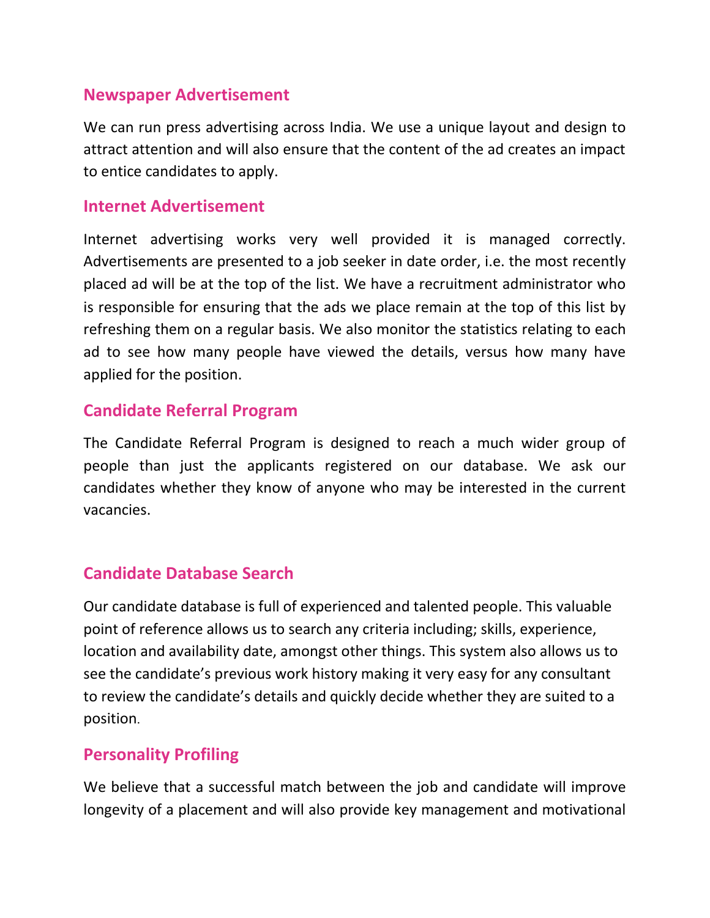## Newspaper Advertisement

We can run press advertising across India. We use a unique layout and design to attract attention and will also ensure that the content of the ad creates an impact to entice candidates to apply.

## Internet Advertisement

Internet advertising works very well provided it is managed correctly. Advertisements are presented to a job seeker in date order, i.e. the most recently placed ad will be at the top of the list. We have a recruitment administrator who is responsible for ensuring that the ads we place remain at the top of this list by refreshing them on a regular basis. We also monitor the statistics relating to each ad to see how many people have viewed the details, versus how many have applied for the position.

## Candidate Referral Program

The Candidate Referral Program is designed to reach a much wider group of people than just the applicants registered on our database. We ask our candidates whether they know of anyone who may be interested in the current vacancies.

## Candidate Database Search

Our candidate database is full of experienced and talented people. This valuable point of reference allows us to search any criteria including; skills, experience, location and availability date, amongst other things. This system also allows us to see the candidate's previous work history making it very easy for any consultant to review the candidate's details and quickly decide whether they are suited to a position.

## Personality Profiling

We believe that a successful match between the job and candidate will improve longevity of a placement and will also provide key management and motivational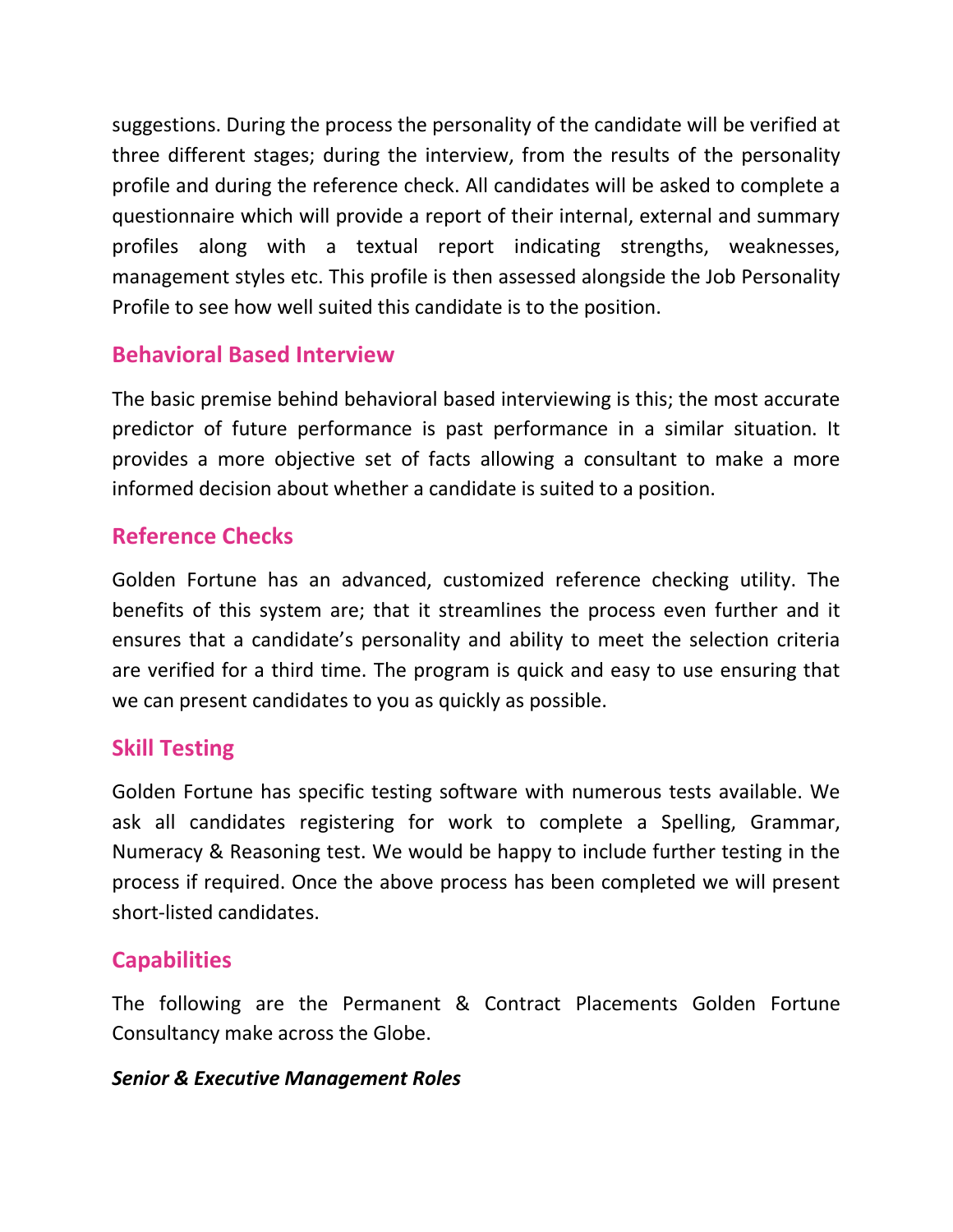suggestions. During the process the personality of the candidate will be verified at three different stages; during the interview, from the results of the personality profile and during the reference check. All candidates will be asked to complete a questionnaire which will provide a report of their internal, external and summary profiles along with a textual report indicating strengths, weaknesses, management styles etc. This profile is then assessed alongside the Job Personality Profile to see how well suited this candidate is to the position.

## Behavioral Based Interview

The basic premise behind behavioral based interviewing is this; the most accurate predictor of future performance is past performance in a similar situation. It provides a more objective set of facts allowing a consultant to make a more informed decision about whether a candidate is suited to a position.

## Reference Checks

Golden Fortune has an advanced, customized reference checking utility. The benefits of this system are; that it streamlines the process even further and it ensures that a candidate's personality and ability to meet the selection criteria are verified for a third time. The program is quick and easy to use ensuring that we can present candidates to you as quickly as possible.

## Skill Testing

Golden Fortune has specific testing software with numerous tests available. We ask all candidates registering for work to complete a Spelling, Grammar, Numeracy & Reasoning test. We would be happy to include further testing in the process if required. Once the above process has been completed we will present short-listed candidates.

## Capabilities

The following are the Permanent & Contract Placements Golden Fortune Consultancy make across the Globe.

***Senior & Executive Management Roles***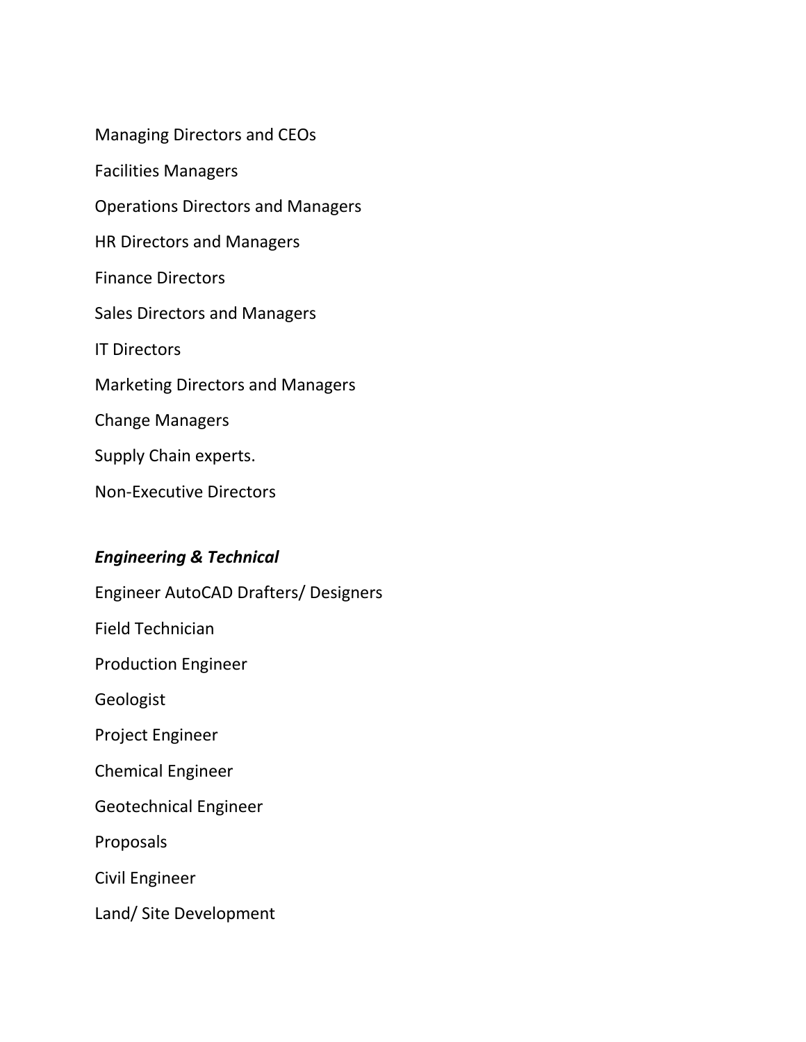Managing Directors and CEOs

Facilities Managers

Operations Directors and Managers

HR Directors and Managers

Finance Directors

Sales Directors and Managers

IT Directors

Marketing Directors and Managers

Change Managers

Supply Chain experts.

Non-Executive Directors

***Engineering & Technical***

Engineer AutoCAD Drafters/ Designers

Field Technician

Production Engineer

Geologist

Project Engineer

Chemical Engineer

Geotechnical Engineer

Proposals

Civil Engineer

Land/ Site Development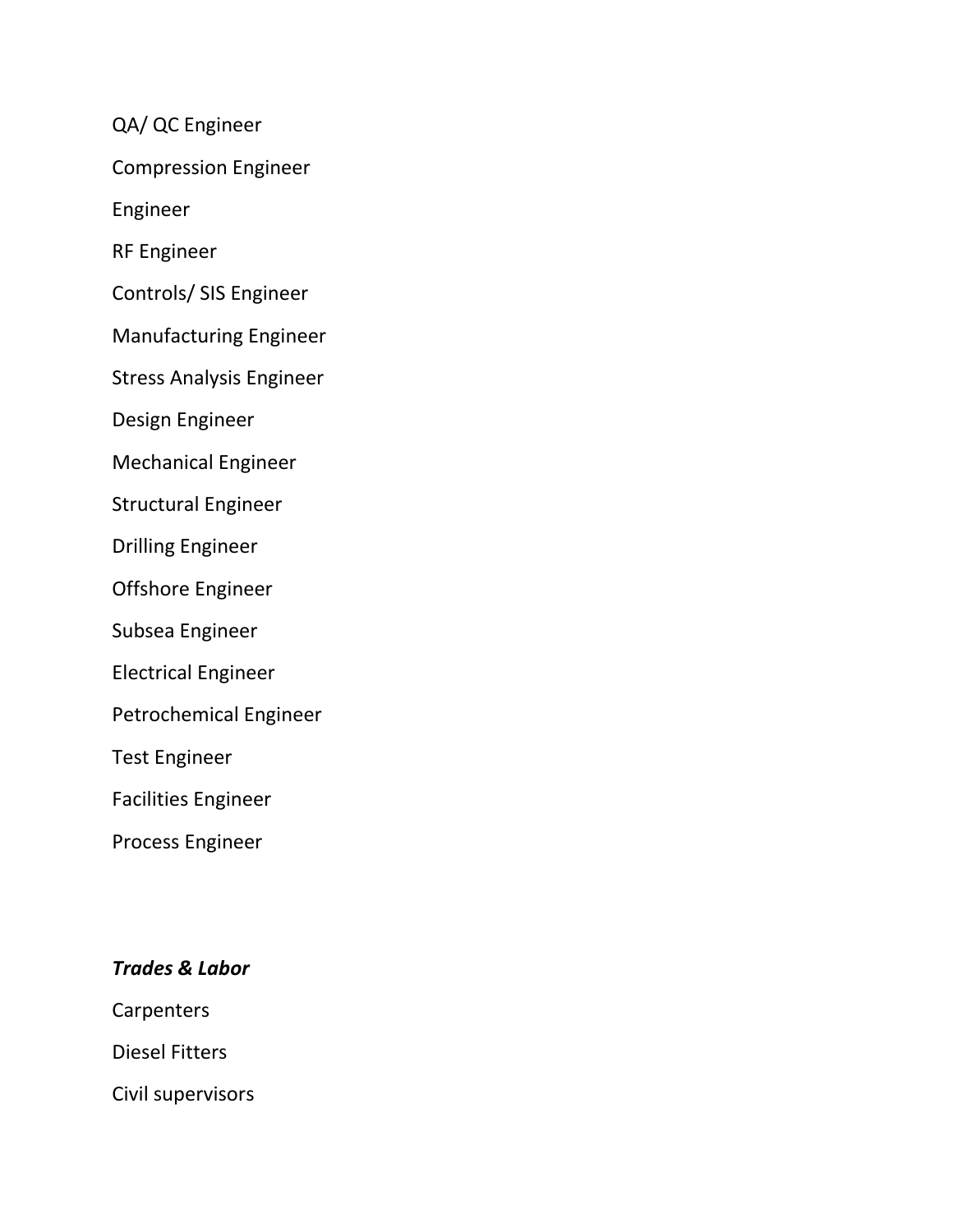QA/ QC Engineer

Compression Engineer

Engineer

RF Engineer

Controls/ SIS Engineer

Manufacturing Engineer

Stress Analysis Engineer

Design Engineer

Mechanical Engineer

Structural Engineer

Drilling Engineer

Offshore Engineer

Subsea Engineer

Electrical Engineer

Petrochemical Engineer

Test Engineer

Facilities Engineer

Process Engineer

***Trades & Labor***

Carpenters

Diesel Fitters

Civil supervisors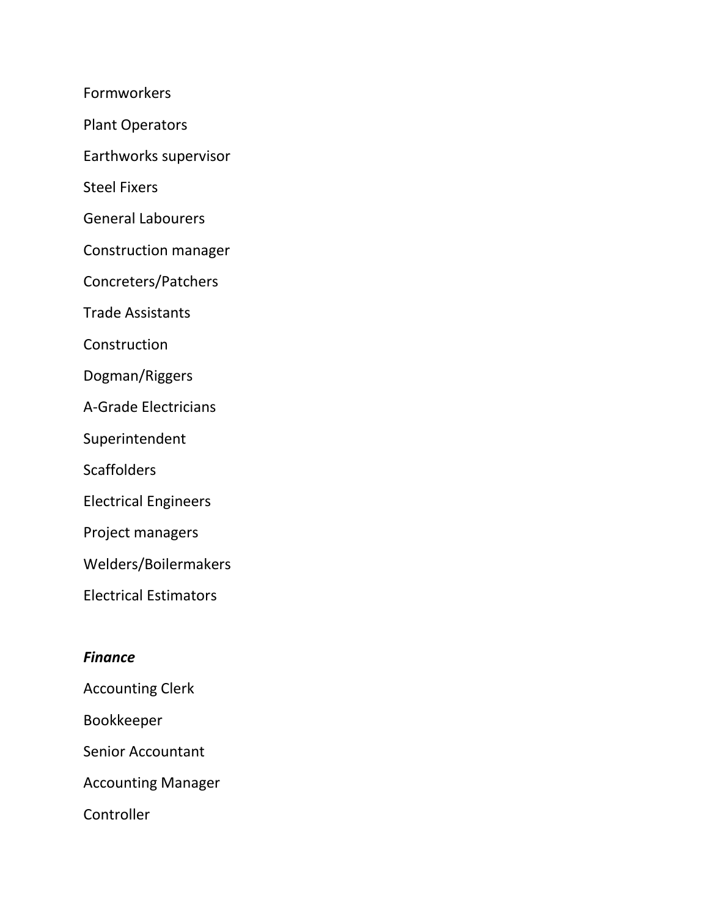Formworkers

Plant Operators

Earthworks supervisor

Steel Fixers

General Labourers

Construction manager

Concreters/Patchers

Trade Assistants

Construction

Dogman/Riggers

A-Grade Electricians

Superintendent

Scaffolders

Electrical Engineers

Project managers

Welders/Boilermakers

Electrical Estimators

***Finance***

Accounting Clerk

Bookkeeper

Senior Accountant

Accounting Manager

Controller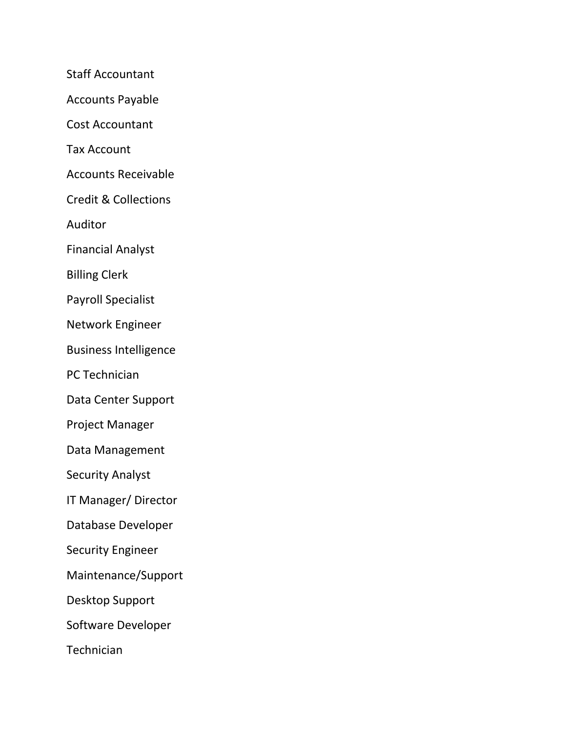Staff Accountant

Accounts Payable

Cost Accountant

Tax Account

Accounts Receivable

Credit & Collections

Auditor

Financial Analyst

Billing Clerk

Payroll Specialist

Network Engineer

Business Intelligence

PC Technician

Data Center Support

Project Manager

Data Management

Security Analyst

IT Manager/ Director

Database Developer

Security Engineer

Maintenance/Support

Desktop Support

Software Developer

Technician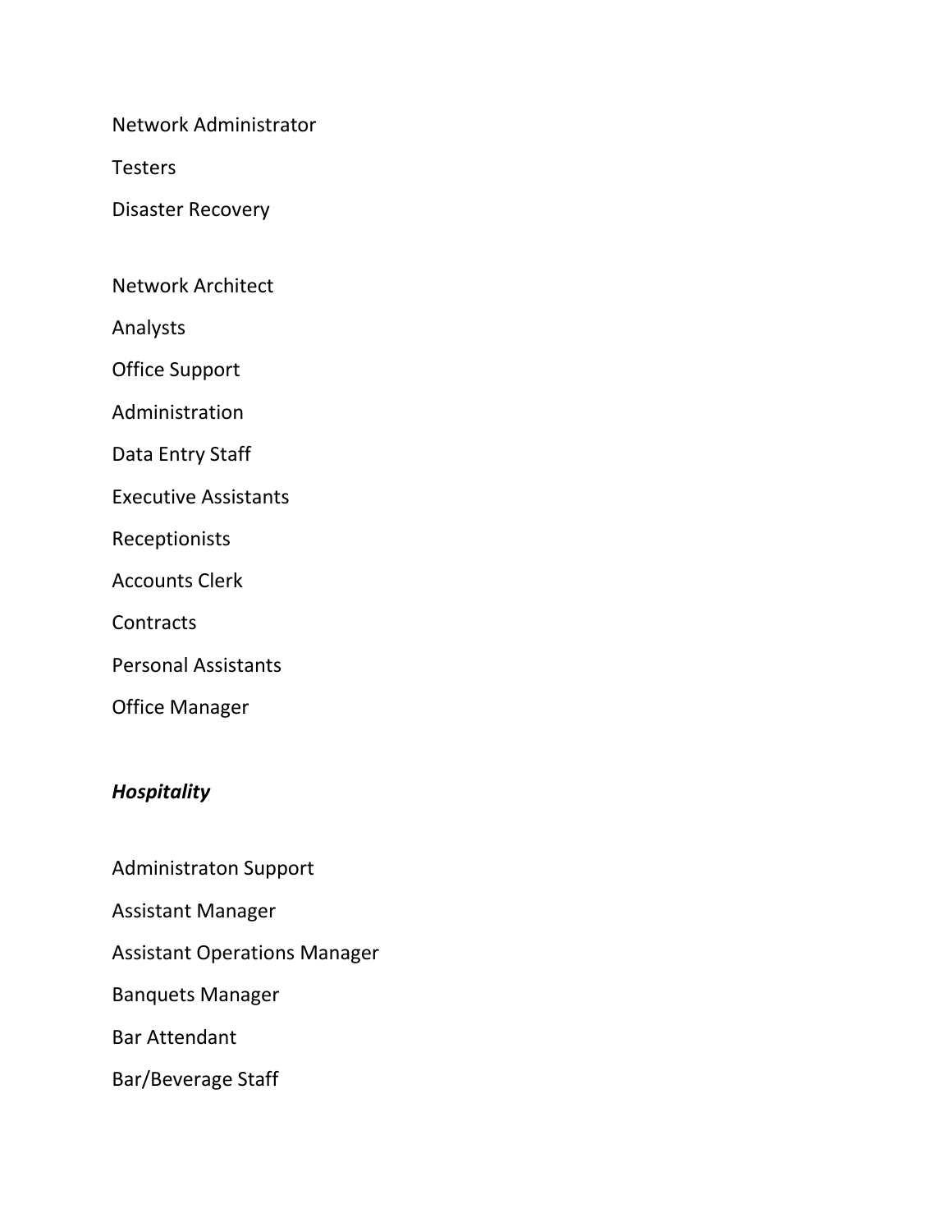Network Administrator

Testers

Disaster Recovery

Network Architect

Analysts

Office Support

Administration

Data Entry Staff

Executive Assistants

Receptionists

Accounts Clerk

Contracts

Personal Assistants

Office Manager

***Hospitality***

Administraton Support

Assistant Manager

Assistant Operations Manager

Banquets Manager

Bar Attendant

Bar/Beverage Staff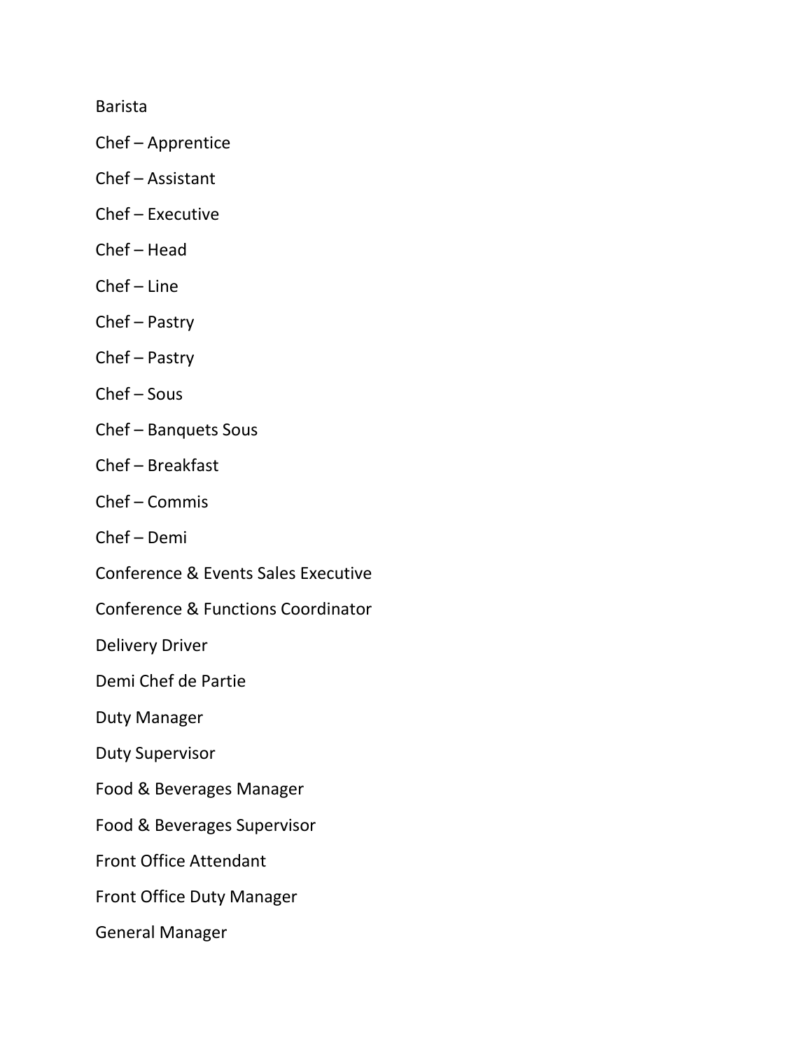Barista

Chef – Apprentice

Chef – Assistant

Chef – Executive

Chef – Head

Chef – Line

Chef – Pastry

Chef – Pastry

Chef – Sous

Chef – Banquets Sous

Chef – Breakfast

Chef – Commis

Chef – Demi

Conference & Events Sales Executive

Conference & Functions Coordinator

Delivery Driver

Demi Chef de Partie

Duty Manager

Duty Supervisor

Food & Beverages Manager

Food & Beverages Supervisor

Front Office Attendant

Front Office Duty Manager

General Manager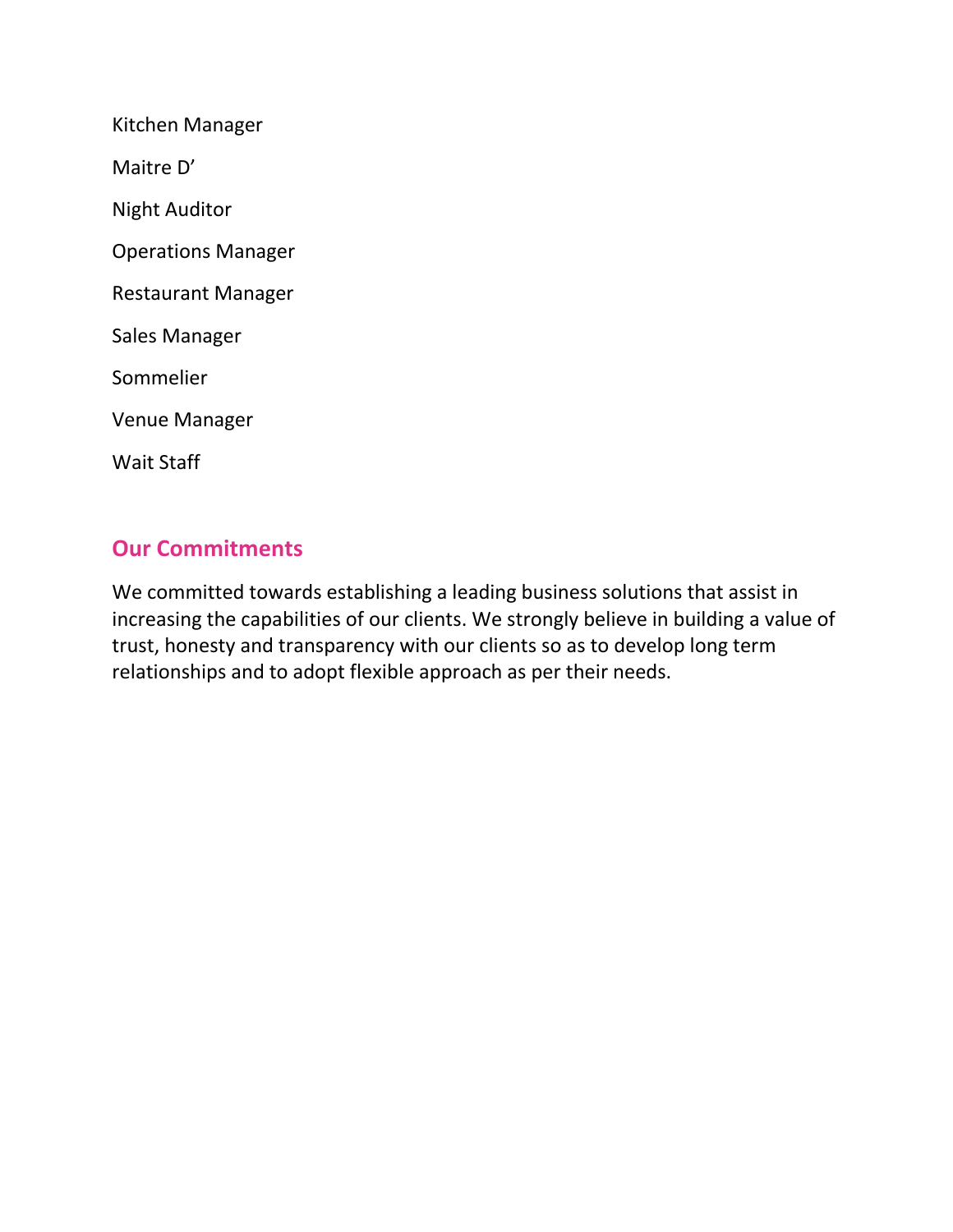Kitchen Manager

Maitre D'

Night Auditor

Operations Manager

Restaurant Manager

Sales Manager

Sommelier

Venue Manager

Wait Staff

## Our Commitments

We committed towards establishing a leading business solutions that assist in increasing the capabilities of our clients. We strongly believe in building a value of trust, honesty and transparency with our clients so as to develop long term relationships and to adopt flexible approach as per their needs.